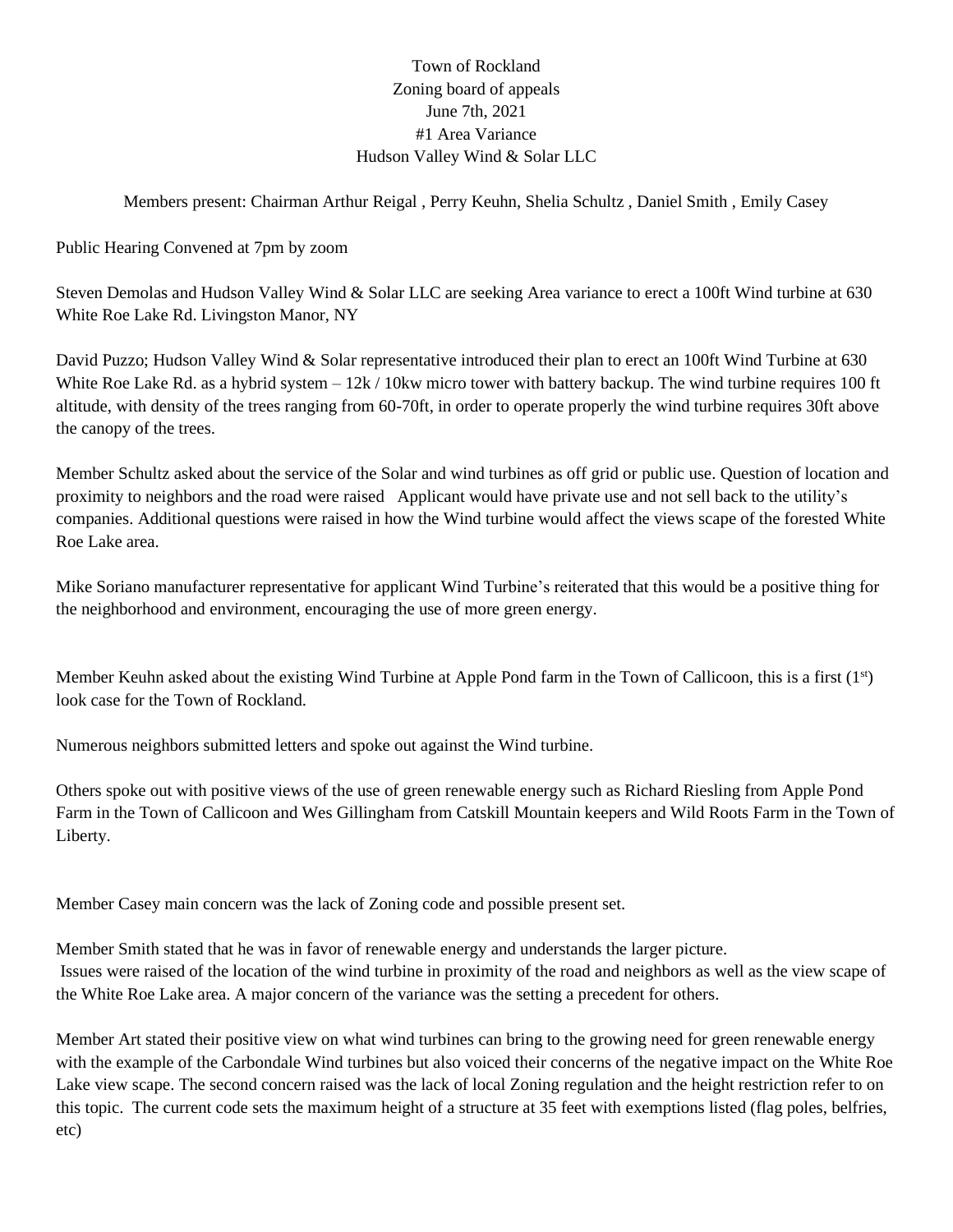Town of Rockland
Zoning board of appeals
June 7th, 2021
#1 Area Variance
Hudson Valley Wind & Solar LLC

Members present: Chairman Arthur Reigal , Perry Keuhn, Shelia Schultz , Daniel Smith , Emily Casey

Public Hearing Convened at 7pm by zoom

Steven Demolas and Hudson Valley Wind & Solar LLC are seeking Area variance to erect a 100ft Wind turbine at 630 White Roe Lake Rd. Livingston Manor, NY

David Puzzo; Hudson Valley Wind & Solar representative introduced their plan to erect an 100ft Wind Turbine at 630 White Roe Lake Rd. as a hybrid system – 12k / 10kw micro tower with battery backup. The wind turbine requires 100 ft altitude, with density of the trees ranging from 60-70ft, in order to operate properly the wind turbine requires 30ft above the canopy of the trees.

Member Schultz asked about the service of the Solar and wind turbines as off grid or public use. Question of location and proximity to neighbors and the road were raised Applicant would have private use and not sell back to the utility's companies. Additional questions were raised in how the Wind turbine would affect the views scape of the forested White Roe Lake area.

Mike Soriano manufacturer representative for applicant Wind Turbine's reiterated that this would be a positive thing for the neighborhood and environment, encouraging the use of more green energy.

Member Keuhn asked about the existing Wind Turbine at Apple Pond farm in the Town of Callicoon, this is a first (1st) look case for the Town of Rockland.

Numerous neighbors submitted letters and spoke out against the Wind turbine.

Others spoke out with positive views of the use of green renewable energy such as Richard Riesling from Apple Pond Farm in the Town of Callicoon and Wes Gillingham from Catskill Mountain keepers and Wild Roots Farm in the Town of Liberty.

Member Casey main concern was the lack of Zoning code and possible present set.

Member Smith stated that he was in favor of renewable energy and understands the larger picture.
Issues were raised of the location of the wind turbine in proximity of the road and neighbors as well as the view scape of the White Roe Lake area. A major concern of the variance was the setting a precedent for others.

Member Art stated their positive view on what wind turbines can bring to the growing need for green renewable energy with the example of the Carbondale Wind turbines but also voiced their concerns of the negative impact on the White Roe Lake view scape. The second concern raised was the lack of local Zoning regulation and the height restriction refer to on this topic. The current code sets the maximum height of a structure at 35 feet with exemptions listed (flag poles, belfries, etc)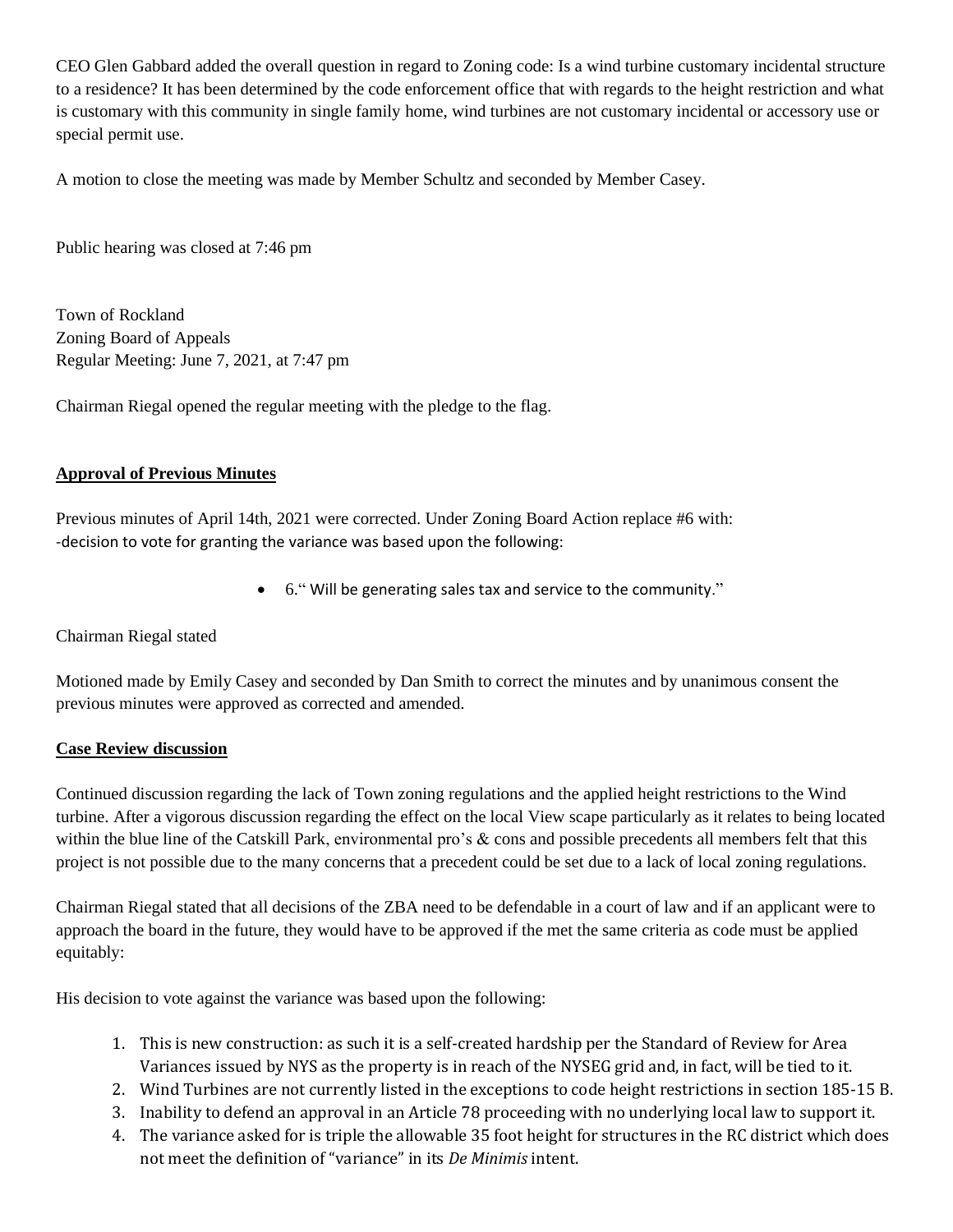CEO Glen Gabbard added the overall question in regard to Zoning code: Is a wind turbine customary incidental structure to a residence? It has been determined by the code enforcement office that with regards to the height restriction and what is customary with this community in single family home, wind turbines are not customary incidental or accessory use or special permit use.

A motion to close the meeting was made by Member Schultz and seconded by Member Casey.

Public hearing was closed at 7:46 pm

Town of Rockland
Zoning Board of Appeals
Regular Meeting: June 7, 2021, at 7:47 pm

Chairman Riegal opened the regular meeting with the pledge to the flag.

**Approval of Previous Minutes**

Previous minutes of April 14th, 2021 were corrected. Under Zoning Board Action replace #6 with:
-decision to vote for granting the variance was based upon the following:

- 6." Will be generating sales tax and service to the community."

Chairman Riegal stated

Motioned made by Emily Casey and seconded by Dan Smith to correct the minutes and by unanimous consent the previous minutes were approved as corrected and amended.

**Case Review discussion**

Continued discussion regarding the lack of Town zoning regulations and the applied height restrictions to the Wind turbine. After a vigorous discussion regarding the effect on the local View scape particularly as it relates to being located within the blue line of the Catskill Park, environmental pro's & cons and possible precedents all members felt that this project is not possible due to the many concerns that a precedent could be set due to a lack of local zoning regulations.

Chairman Riegal stated that all decisions of the ZBA need to be defendable in a court of law and if an applicant were to approach the board in the future, they would have to be approved if the met the same criteria as code must be applied equitably:

His decision to vote against the variance was based upon the following:

1. This is new construction: as such it is a self-created hardship per the Standard of Review for Area Variances issued by NYS as the property is in reach of the NYSEG grid and, in fact, will be tied to it.
2. Wind Turbines are not currently listed in the exceptions to code height restrictions in section 185-15 B.
3. Inability to defend an approval in an Article 78 proceeding with no underlying local law to support it.
4. The variance asked for is triple the allowable 35 foot height for structures in the RC district which does not meet the definition of "variance" in its *De Minimis* intent.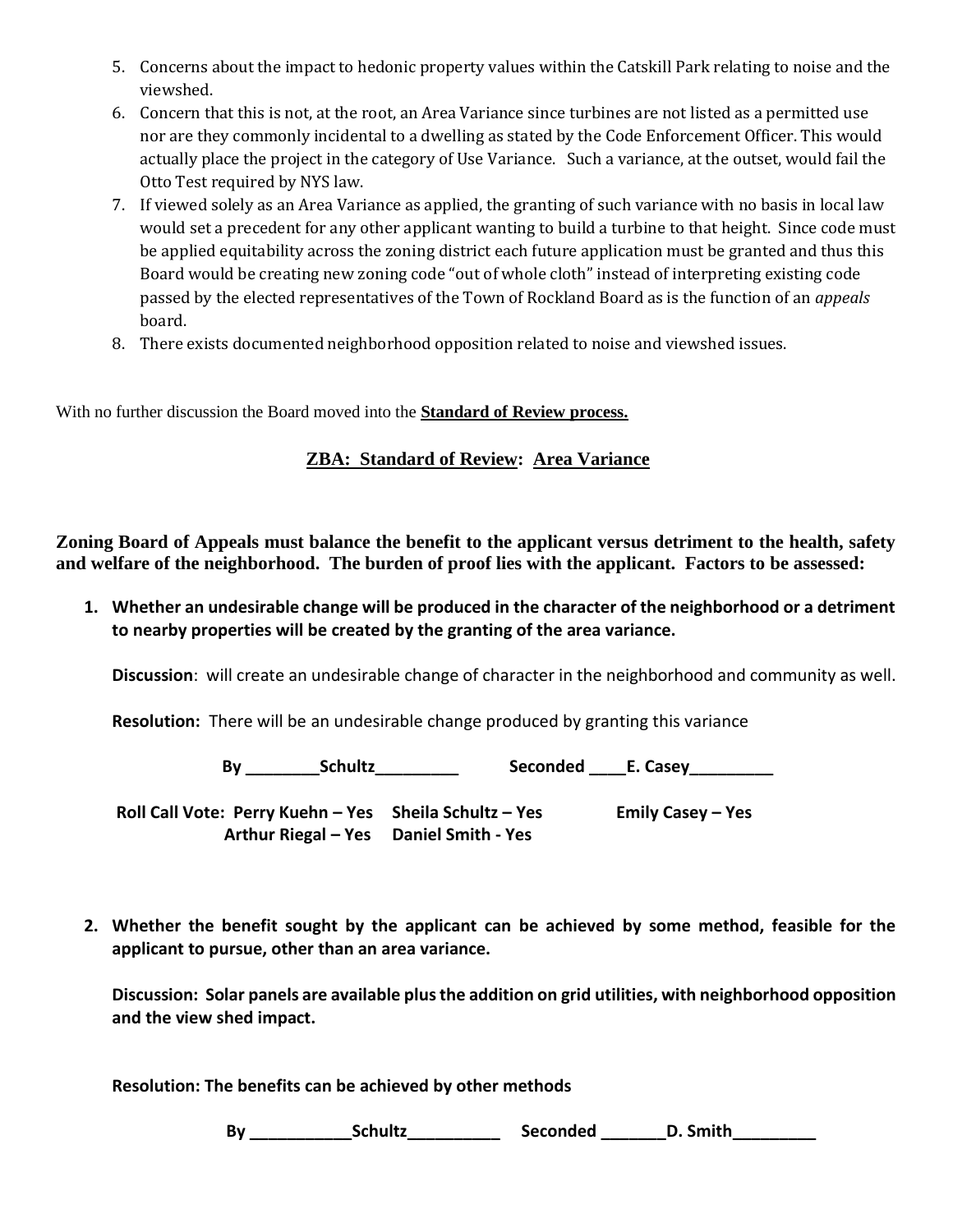5. Concerns about the impact to hedonic property values within the Catskill Park relating to noise and the viewshed.
6. Concern that this is not, at the root, an Area Variance since turbines are not listed as a permitted use nor are they commonly incidental to a dwelling as stated by the Code Enforcement Officer. This would actually place the project in the category of Use Variance. Such a variance, at the outset, would fail the Otto Test required by NYS law.
7. If viewed solely as an Area Variance as applied, the granting of such variance with no basis in local law would set a precedent for any other applicant wanting to build a turbine to that height. Since code must be applied equitability across the zoning district each future application must be granted and thus this Board would be creating new zoning code "out of whole cloth" instead of interpreting existing code passed by the elected representatives of the Town of Rockland Board as is the function of an *appeals* board.
8. There exists documented neighborhood opposition related to noise and viewshed issues.

With no further discussion the Board moved into the **Standard of Review process.**

## ZBA: Standard of Review: Area Variance

**Zoning Board of Appeals must balance the benefit to the applicant versus detriment to the health, safety and welfare of the neighborhood. The burden of proof lies with the applicant. Factors to be assessed:**

1. **Whether an undesirable change will be produced in the character of the neighborhood or a detriment to nearby properties will be created by the granting of the area variance.**

   **Discussion**: will create an undesirable change of character in the neighborhood and community as well.

   **Resolution:** There will be an undesirable change produced by granting this variance

   **By ________Schultz_________ Seconded ____E. Casey_________**

   **Roll Call Vote: Perry Kuehn – Yes Sheila Schultz – Yes Emily Casey – Yes Arthur Riegal – Yes Daniel Smith - Yes**

2. **Whether the benefit sought by the applicant can be achieved by some method, feasible for the applicant to pursue, other than an area variance.**

   **Discussion: Solar panels are available plus the addition on grid utilities, with neighborhood opposition and the view shed impact.**

   **Resolution: The benefits can be achieved by other methods**

   **By ___________Schultz__________ Seconded _______D. Smith_________**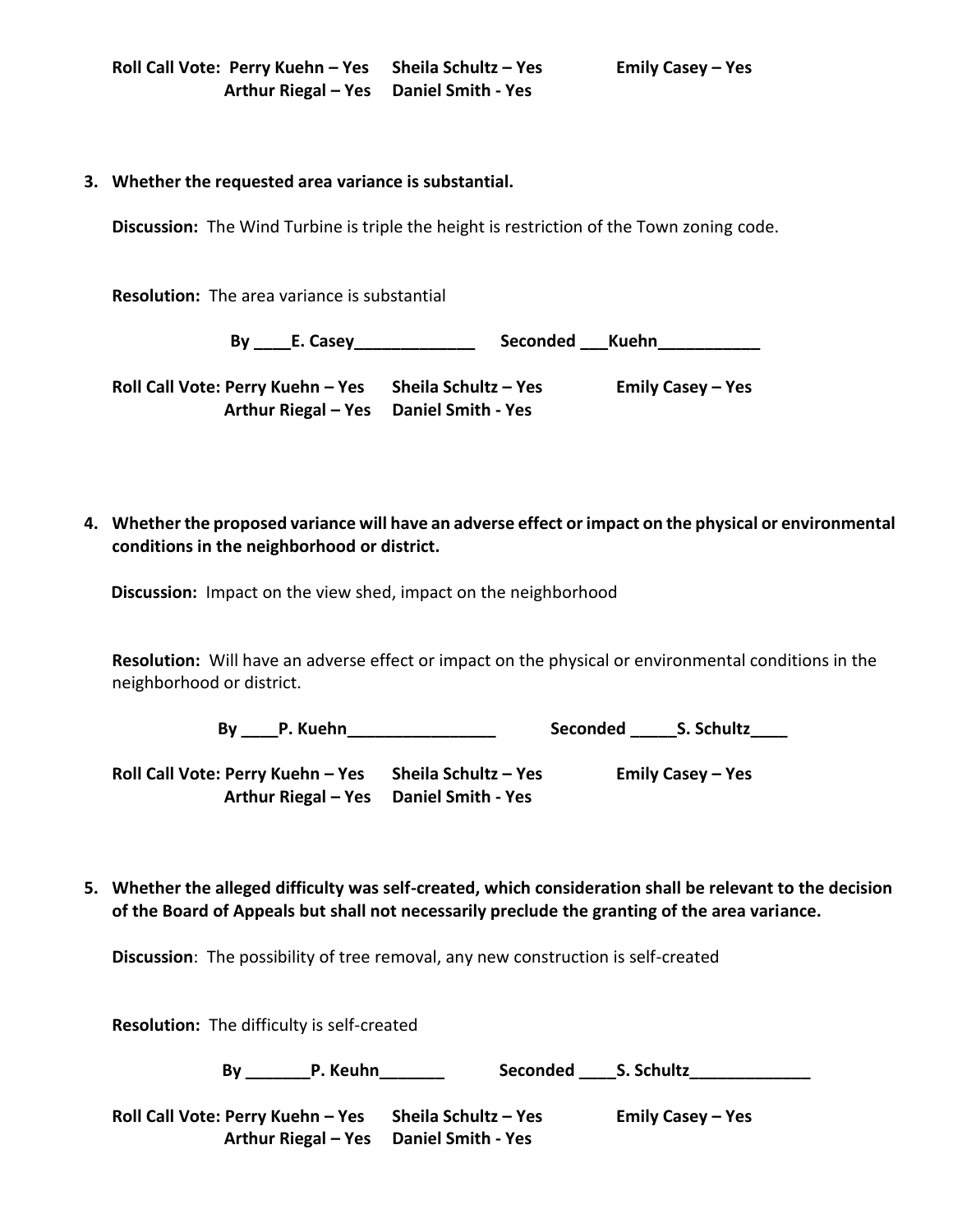**Roll Call Vote: Perry Kuehn – Yes Sheila Schultz – Yes Emily Casey – Yes**
**Arthur Riegal – Yes Daniel Smith - Yes**

3. **Whether the requested area variance is substantial.**

   **Discussion:** The Wind Turbine is triple the height is restriction of the Town zoning code.

   **Resolution:** The area variance is substantial

   **By ____E. Casey_____________ Seconded ___Kuehn___________**

   **Roll Call Vote: Perry Kuehn – Yes Sheila Schultz – Yes Emily Casey – Yes**
   **Arthur Riegal – Yes Daniel Smith - Yes**

4. **Whether the proposed variance will have an adverse effect or impact on the physical or environmental conditions in the neighborhood or district.**

   **Discussion:** Impact on the view shed, impact on the neighborhood

   **Resolution:** Will have an adverse effect or impact on the physical or environmental conditions in the neighborhood or district.

   **By ____P. Kuehn________________ Seconded _____S. Schultz____**

   **Roll Call Vote: Perry Kuehn – Yes Sheila Schultz – Yes Emily Casey – Yes**
   **Arthur Riegal – Yes Daniel Smith - Yes**

5. **Whether the alleged difficulty was self-created, which consideration shall be relevant to the decision of the Board of Appeals but shall not necessarily preclude the granting of the area variance.**

   **Discussion**: The possibility of tree removal, any new construction is self-created

   **Resolution:** The difficulty is self-created

   **By _______P. Keuhn_______ Seconded ____S. Schultz_____________**

   **Roll Call Vote: Perry Kuehn – Yes Sheila Schultz – Yes Emily Casey – Yes**
   **Arthur Riegal – Yes Daniel Smith - Yes**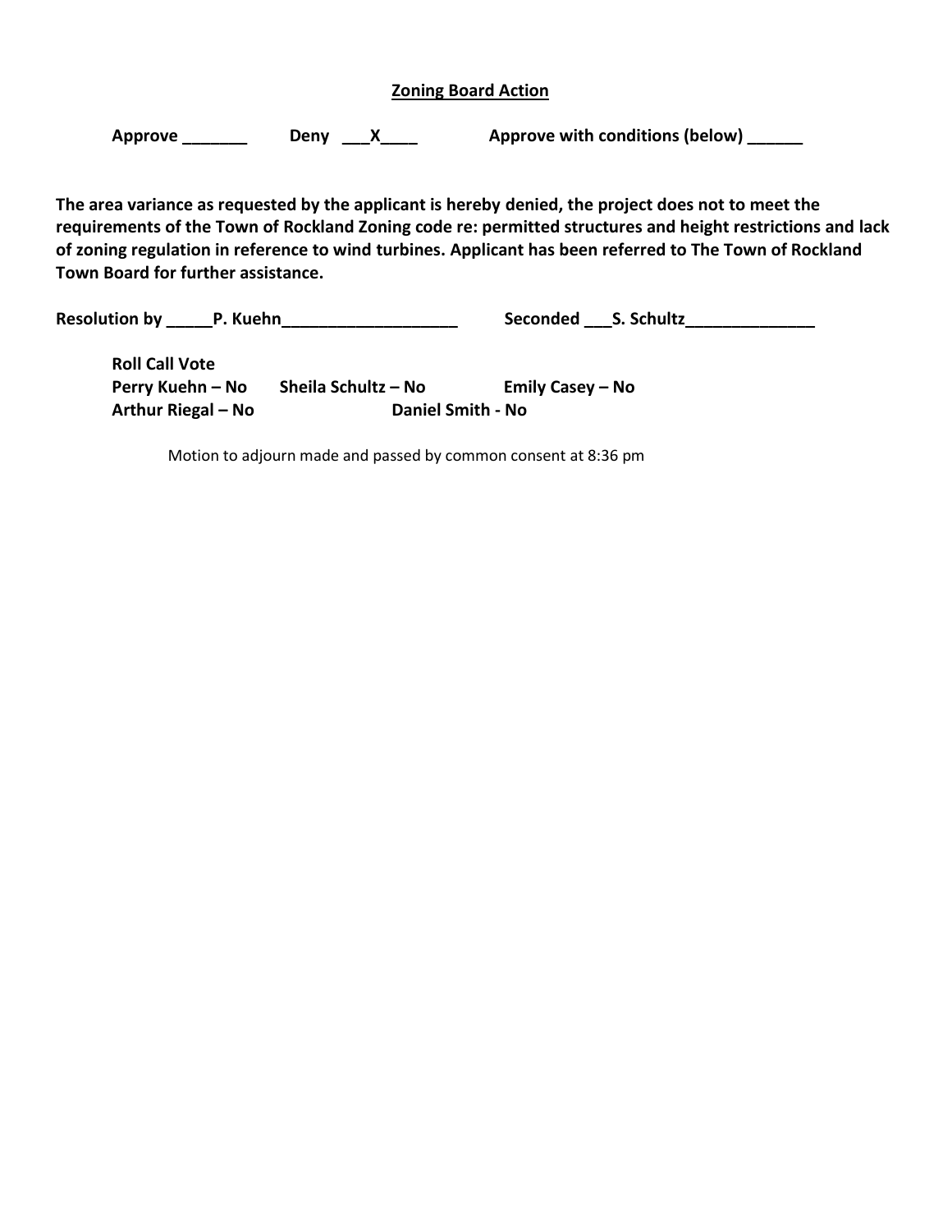## Zoning Board Action

**Approve _______ Deny ___X____ Approve with conditions (below) ______**

**The area variance as requested by the applicant is hereby denied, the project does not to meet the requirements of the Town of Rockland Zoning code re: permitted structures and height restrictions and lack of zoning regulation in reference to wind turbines. Applicant has been referred to The Town of Rockland Town Board for further assistance.**

**Resolution by _____P. Kuehn___________________ Seconded ___S. Schultz______________**

**Roll Call Vote**
**Perry Kuehn – No Sheila Schultz – No Emily Casey – No**
**Arthur Riegal – No Daniel Smith - No**

Motion to adjourn made and passed by common consent at 8:36 pm